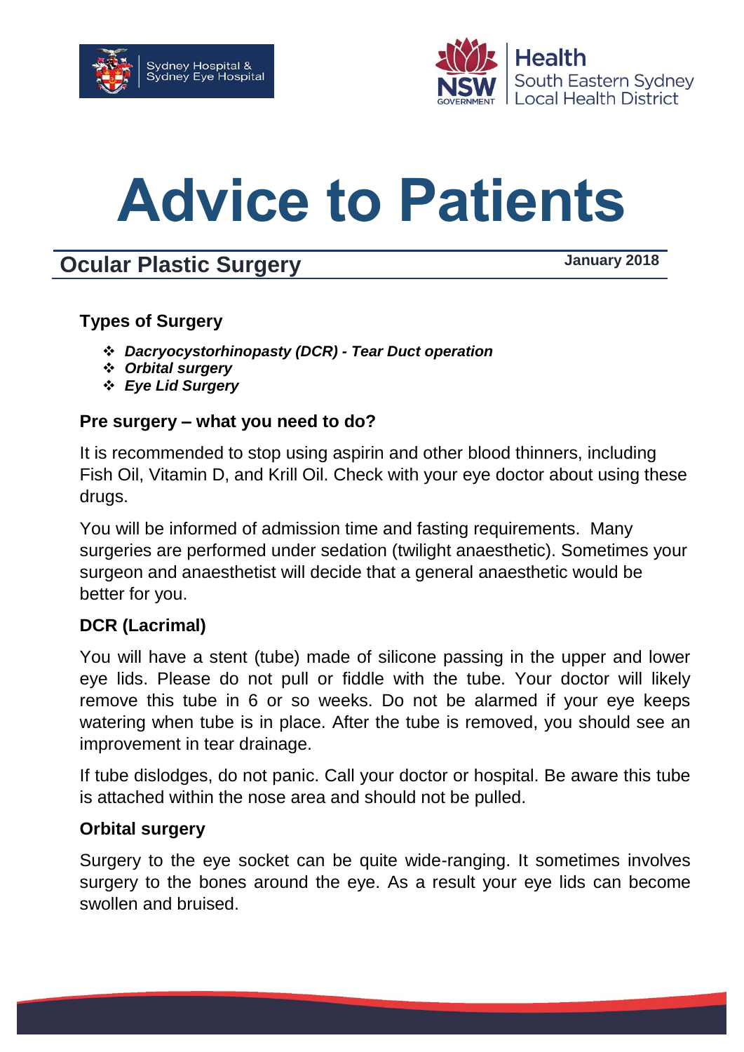# Advice to Patients

## Ocular Plastic Surgery

January 2018

### Types of Surgery

- ***Dacryocystorhinopasty (DCR) - Tear Duct operation***
- ***Orbital surgery***
- ***Eye Lid Surgery***

### Pre surgery – what you need to do?

It is recommended to stop using aspirin and other blood thinners, including Fish Oil, Vitamin D, and Krill Oil. Check with your eye doctor about using these drugs.

You will be informed of admission time and fasting requirements. Many surgeries are performed under sedation (twilight anaesthetic). Sometimes your surgeon and anaesthetist will decide that a general anaesthetic would be better for you.

### DCR (Lacrimal)

You will have a stent (tube) made of silicone passing in the upper and lower eye lids. Please do not pull or fiddle with the tube. Your doctor will likely remove this tube in 6 or so weeks. Do not be alarmed if your eye keeps watering when tube is in place. After the tube is removed, you should see an improvement in tear drainage.

If tube dislodges, do not panic. Call your doctor or hospital. Be aware this tube is attached within the nose area and should not be pulled.

### Orbital surgery

Surgery to the eye socket can be quite wide-ranging. It sometimes involves surgery to the bones around the eye. As a result your eye lids can become swollen and bruised.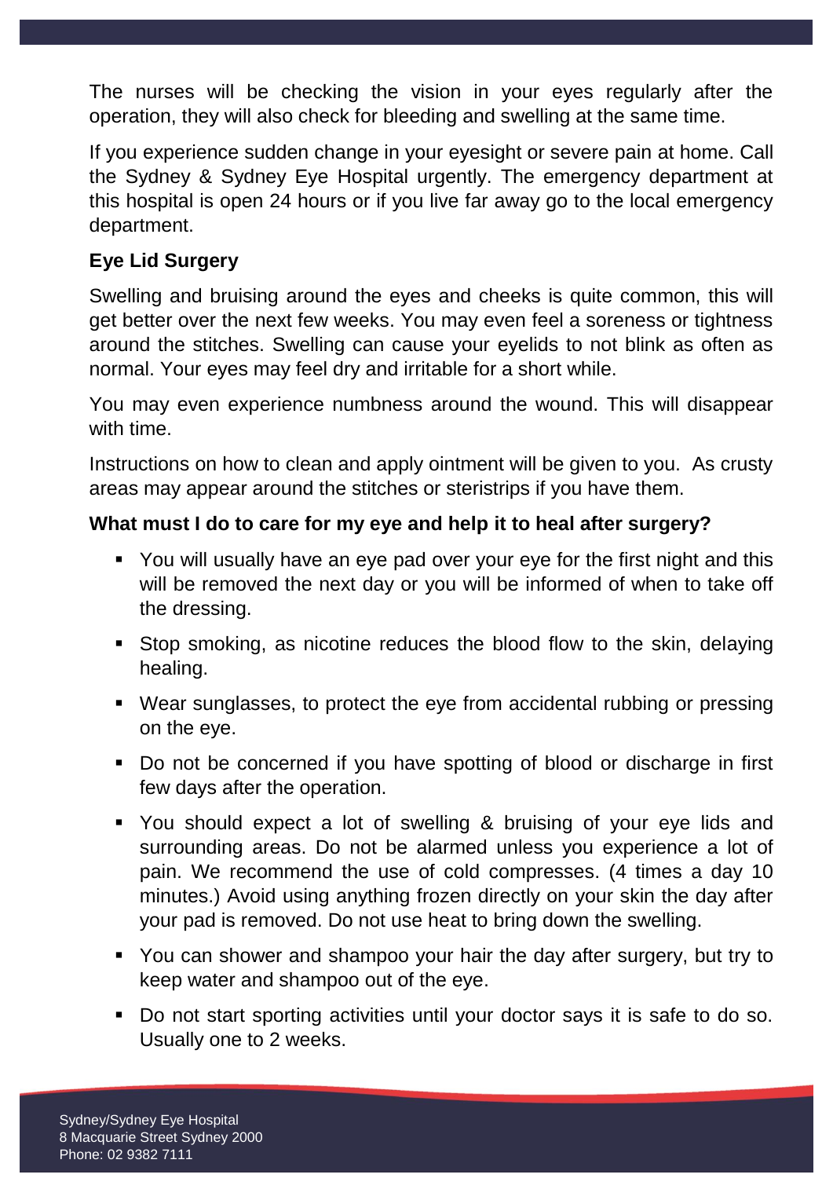The nurses will be checking the vision in your eyes regularly after the operation, they will also check for bleeding and swelling at the same time.

If you experience sudden change in your eyesight or severe pain at home. Call the Sydney & Sydney Eye Hospital urgently. The emergency department at this hospital is open 24 hours or if you live far away go to the local emergency department.

**Eye Lid Surgery**

Swelling and bruising around the eyes and cheeks is quite common, this will get better over the next few weeks. You may even feel a soreness or tightness around the stitches. Swelling can cause your eyelids to not blink as often as normal. Your eyes may feel dry and irritable for a short while.

You may even experience numbness around the wound. This will disappear with time.

Instructions on how to clean and apply ointment will be given to you. As crusty areas may appear around the stitches or steristrips if you have them.

**What must I do to care for my eye and help it to heal after surgery?**

- You will usually have an eye pad over your eye for the first night and this will be removed the next day or you will be informed of when to take off the dressing.
- Stop smoking, as nicotine reduces the blood flow to the skin, delaying healing.
- Wear sunglasses, to protect the eye from accidental rubbing or pressing on the eye.
- Do not be concerned if you have spotting of blood or discharge in first few days after the operation.
- You should expect a lot of swelling & bruising of your eye lids and surrounding areas. Do not be alarmed unless you experience a lot of pain. We recommend the use of cold compresses. (4 times a day 10 minutes.) Avoid using anything frozen directly on your skin the day after your pad is removed. Do not use heat to bring down the swelling.
- You can shower and shampoo your hair the day after surgery, but try to keep water and shampoo out of the eye.
- Do not start sporting activities until your doctor says it is safe to do so. Usually one to 2 weeks.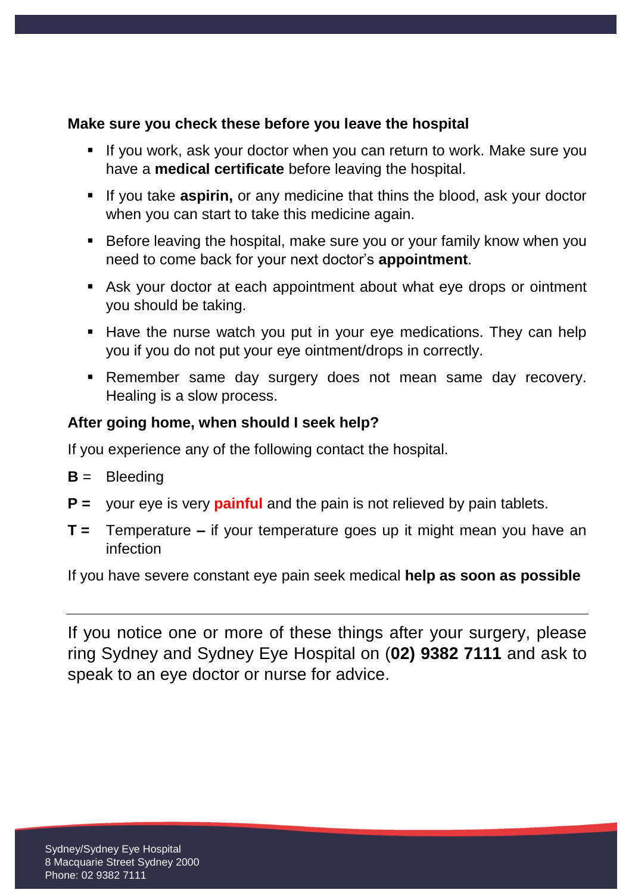**Make sure you check these before you leave the hospital**

- If you work, ask your doctor when you can return to work. Make sure you have a **medical certificate** before leaving the hospital.
- If you take **aspirin,** or any medicine that thins the blood, ask your doctor when you can start to take this medicine again.
- Before leaving the hospital, make sure you or your family know when you need to come back for your next doctor's **appointment**.
- Ask your doctor at each appointment about what eye drops or ointment you should be taking.
- Have the nurse watch you put in your eye medications. They can help you if you do not put your eye ointment/drops in correctly.
- Remember same day surgery does not mean same day recovery. Healing is a slow process.

**After going home, when should I seek help?**

If you experience any of the following contact the hospital.

**B** = Bleeding

**P =** your eye is very **painful** and the pain is not relieved by pain tablets.

**T =** Temperature **–** if your temperature goes up it might mean you have an infection

If you have severe constant eye pain seek medical **help as soon as possible**

---

If you notice one or more of these things after your surgery, please ring Sydney and Sydney Eye Hospital on (**02) 9382 7111** and ask to speak to an eye doctor or nurse for advice.

Sydney/Sydney Eye Hospital
8 Macquarie Street Sydney 2000
Phone: 02 9382 7111